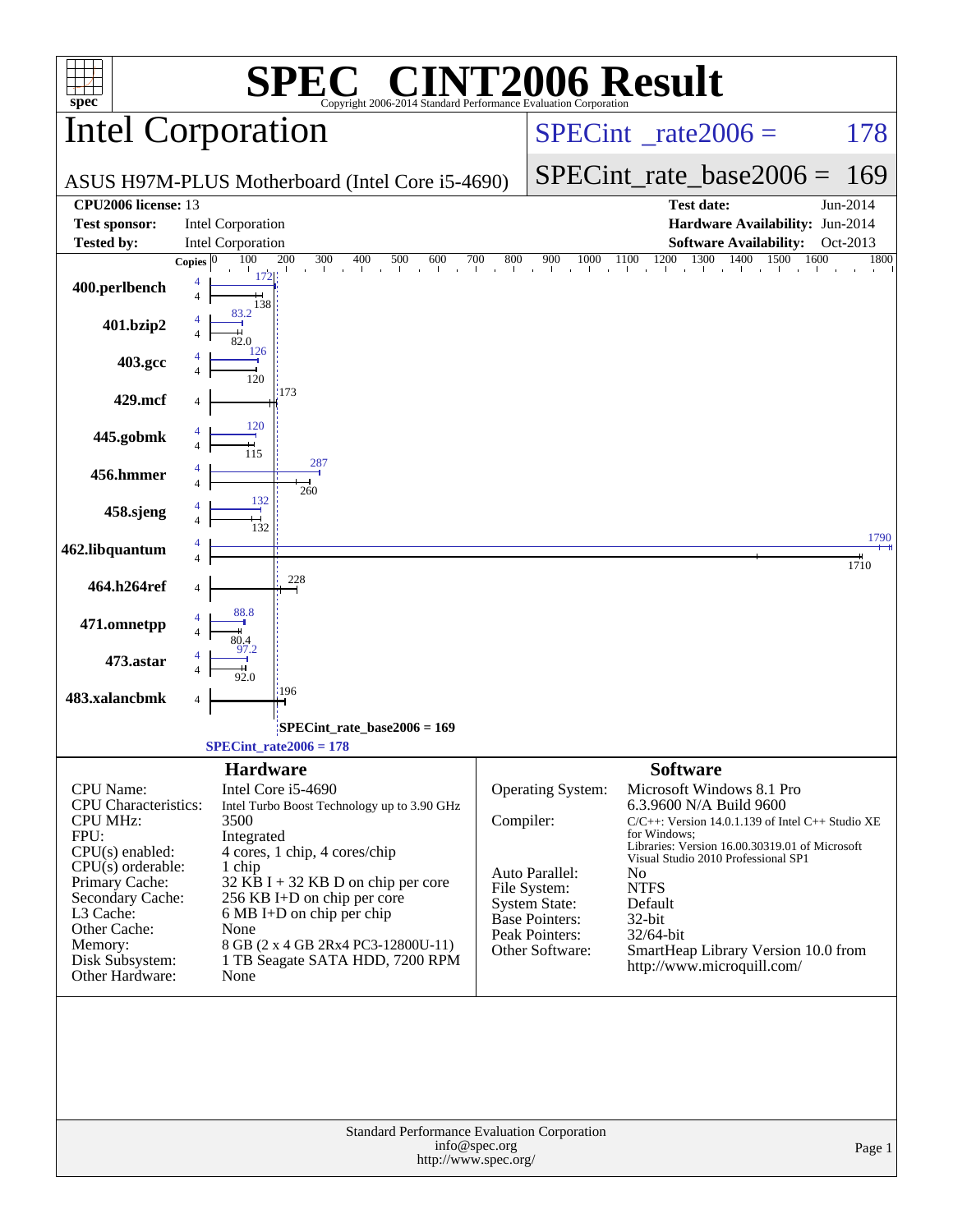# SPEC CINT2006 Result

Copyright 2006-2014 Standard Performance Evaluation Corporation

## Intel Corporation

ASUS H97M-PLUS Motherboard (Intel Core i5-4690)

SPECint_rate2006 = 178

SPECint_rate_base2006 = 169

| | | | |
|---|---|---|---|
| **CPU2006 license:** 13 | | **Test date:** | Jun-2014 |
| **Test sponsor:** | Intel Corporation | **Hardware Availability:** | Jun-2014 |
| **Tested by:** | Intel Corporation | **Software Availability:** | Oct-2013 |

| Benchmark | Copies | Peak | Base |
|---|---|---|---|
| 400.perlbench | 4 | 172 | 138 |
| 401.bzip2 | 4 | 83.2 | 82.0 |
| 403.gcc | 4 | 126 | 120 |
| 429.mcf | 4 | | 173 |
| 445.gobmk | 4 | 120 | 115 |
| 456.hmmer | 4 | 287 | 260 |
| 458.sjeng | 4 | 132 | 132 |
| 462.libquantum | 4 | 1790 | 1710 |
| 464.h264ref | 4 | | 228 |
| 471.omnetpp | 4 | 88.8 | 80.4 |
| 473.astar | 4 | 97.2 | 92.0 |
| 483.xalancbmk | 4 | | 196 |

SPECint_rate_base2006 = 169

SPECint_rate2006 = 178

### Hardware

| | |
|---|---|
| CPU Name: | Intel Core i5-4690 |
| CPU Characteristics: | Intel Turbo Boost Technology up to 3.90 GHz |
| CPU MHz: | 3500 |
| FPU: | Integrated |
| CPU(s) enabled: | 4 cores, 1 chip, 4 cores/chip |
| CPU(s) orderable: | 1 chip |
| Primary Cache: | 32 KB I + 32 KB D on chip per core |
| Secondary Cache: | 256 KB I+D on chip per core |
| L3 Cache: | 6 MB I+D on chip per chip |
| Other Cache: | None |
| Memory: | 8 GB (2 x 4 GB 2Rx4 PC3-12800U-11) |
| Disk Subsystem: | 1 TB Seagate SATA HDD, 7200 RPM |
| Other Hardware: | None |

### Software

| | |
|---|---|
| Operating System: | Microsoft Windows 8.1 Pro 6.3.9600 N/A Build 9600 |
| Compiler: | C/C++: Version 14.0.1.139 of Intel C++ Studio XE for Windows; Libraries: Version 16.00.30319.01 of Microsoft Visual Studio 2010 Professional SP1 |
| Auto Parallel: | No |
| File System: | NTFS |
| System State: | Default |
| Base Pointers: | 32-bit |
| Peak Pointers: | 32/64-bit |
| Other Software: | SmartHeap Library Version 10.0 from http://www.microquill.com/ |

Standard Performance Evaluation Corporation
info@spec.org
http://www.spec.org/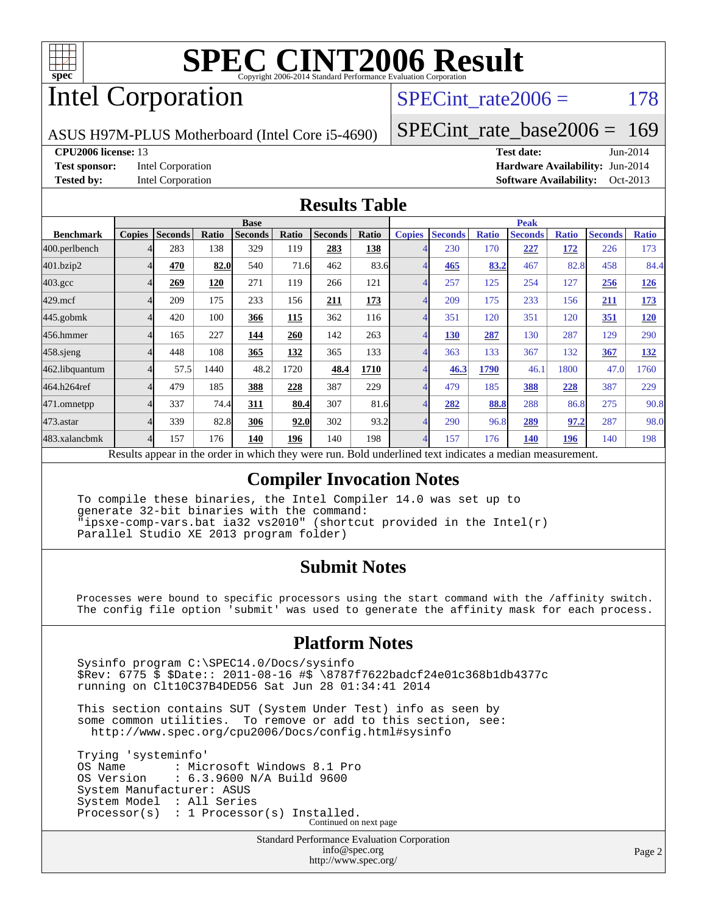# SPEC CINT2006 Result

Copyright 2006-2014 Standard Performance Evaluation Corporation

## Intel Corporation

ASUS H97M-PLUS Motherboard (Intel Core i5-4690)

SPECint_rate2006 = 178

SPECint_rate_base2006 = 169

**CPU2006 license:** 13
**Test sponsor:** Intel Corporation
**Tested by:** Intel Corporation

**Test date:** Jun-2014
**Hardware Availability:** Jun-2014
**Software Availability:** Oct-2013

## Results Table

| | Base | | | | | | | Peak | | | | | | |
|---|---|---|---|---|---|---|---|---|---|---|---|---|---|---|
| **Benchmark** | **Copies** | **Seconds** | **Ratio** | **Seconds** | **Ratio** | **Seconds** | **Ratio** | **Copies** | **Seconds** | **Ratio** | **Seconds** | **Ratio** | **Seconds** | **Ratio** |
| 400.perlbench | 4 | 283 | 138 | 329 | 119 | **283** | **138** | 4 | 230 | 170 | **227** | **172** | 226 | 173 |
| 401.bzip2 | 4 | **470** | **82.0** | 540 | 71.6 | 462 | 83.6 | 4 | **465** | **83.2** | 467 | 82.8 | 458 | 84.4 |
| 403.gcc | 4 | **269** | **120** | 271 | 119 | 266 | 121 | 4 | 257 | 125 | 254 | 127 | **256** | **126** |
| 429.mcf | 4 | 209 | 175 | 233 | 156 | **211** | **173** | 4 | 209 | 175 | 233 | 156 | **211** | **173** |
| 445.gobmk | 4 | 420 | 100 | **366** | **115** | 362 | 116 | 4 | 351 | 120 | 351 | 120 | **351** | **120** |
| 456.hmmer | 4 | 165 | 227 | **144** | **260** | 142 | 263 | 4 | **130** | **287** | 130 | 287 | 129 | 290 |
| 458.sjeng | 4 | 448 | 108 | **365** | **132** | 365 | 133 | 4 | 363 | 133 | 367 | 132 | **367** | **132** |
| 462.libquantum | 4 | 57.5 | 1440 | 48.2 | 1720 | **48.4** | **1710** | 4 | **46.3** | **1790** | 46.1 | 1800 | 47.0 | 1760 |
| 464.h264ref | 4 | 479 | 185 | **388** | **228** | 387 | 229 | 4 | 479 | 185 | **388** | **228** | 387 | 229 |
| 471.omnetpp | 4 | 337 | 74.4 | **311** | **80.4** | 307 | 81.6 | 4 | **282** | **88.8** | 288 | 86.8 | 275 | 90.8 |
| 473.astar | 4 | 339 | 82.8 | **306** | **92.0** | 302 | 93.2 | 4 | 290 | 96.8 | **289** | **97.2** | 287 | 98.0 |
| 483.xalancbmk | 4 | 157 | 176 | **140** | **196** | 140 | 198 | 4 | 157 | 176 | **140** | **196** | 140 | 198 |

Results appear in the order in which they were run. Bold underlined text indicates a median measurement.

## Compiler Invocation Notes

```
To compile these binaries, the Intel Compiler 14.0 was set up to
generate 32-bit binaries with the command:
"ipsxe-comp-vars.bat ia32 vs2010" (shortcut provided in the Intel(r)
Parallel Studio XE 2013 program folder)
```

## Submit Notes

```
Processes were bound to specific processors using the start command with the /affinity switch.
The config file option 'submit' was used to generate the affinity mask for each process.
```

## Platform Notes

```
Sysinfo program C:\SPEC14.0/Docs/sysinfo
$Rev: 6775 $ $Date:: 2011-08-16 #$ \8787f7622badcf24e01c368b1db4377c
running on Clt10C37B4DED56 Sat Jun 28 01:34:41 2014

This section contains SUT (System Under Test) info as seen by
some common utilities.  To remove or add to this section, see:
  http://www.spec.org/cpu2006/Docs/config.html#sysinfo

Trying 'systeminfo'
OS Name        : Microsoft Windows 8.1 Pro
OS Version     : 6.3.9600 N/A Build 9600
System Manufacturer: ASUS
System Model   : All Series
Processor(s)   : 1 Processor(s) Installed.
```

Continued on next page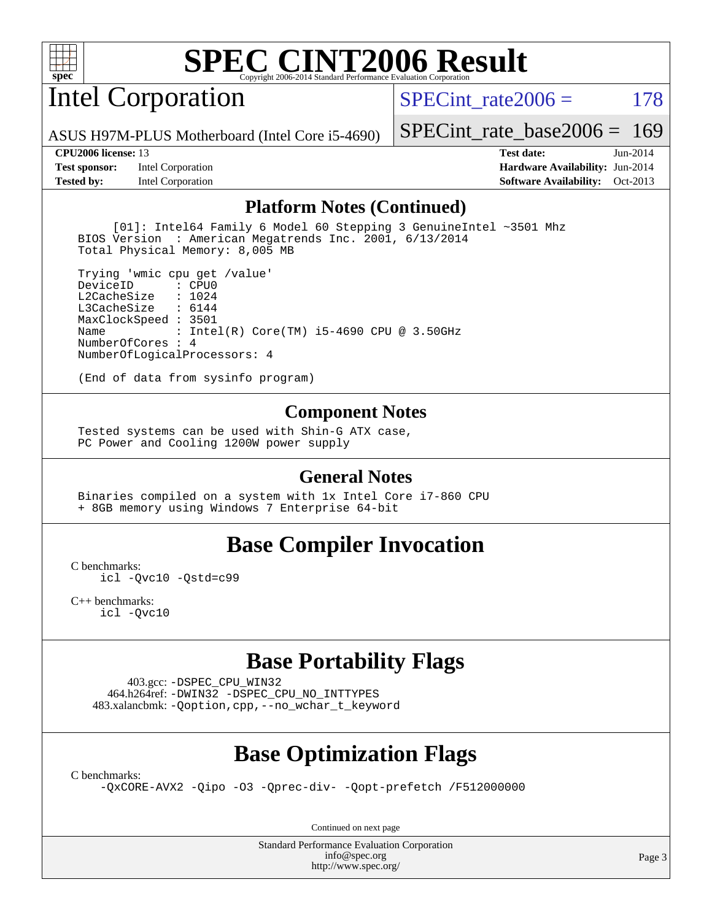# SPEC CINT2006 Result

Copyright 2006-2014 Standard Performance Evaluation Corporation

## Intel Corporation

ASUS H97M-PLUS Motherboard (Intel Core i5-4690)

SPECint_rate2006 = 178

SPECint_rate_base2006 = 169

**CPU2006 license:** 13
**Test sponsor:** Intel Corporation
**Tested by:** Intel Corporation

**Test date:** Jun-2014
**Hardware Availability:** Jun-2014
**Software Availability:** Oct-2013

### Platform Notes (Continued)

```
      [01]: Intel64 Family 6 Model 60 Stepping 3 GenuineIntel ~3501 Mhz
  BIOS Version  : American Megatrends Inc. 2001, 6/13/2014
  Total Physical Memory: 8,005 MB

  Trying 'wmic cpu get /value'
  DeviceID       : CPU0
  L2CacheSize    : 1024
  L3CacheSize    : 6144
  MaxClockSpeed : 3501
  Name           : Intel(R) Core(TM) i5-4690 CPU @ 3.50GHz
  NumberOfCores : 4
  NumberOfLogicalProcessors: 4

  (End of data from sysinfo program)
```

### Component Notes

```
  Tested systems can be used with Shin-G ATX case,
  PC Power and Cooling 1200W power supply
```

### General Notes

```
  Binaries compiled on a system with 1x Intel Core i7-860 CPU
  + 8GB memory using Windows 7 Enterprise 64-bit
```

## Base Compiler Invocation

C benchmarks:
```
icl -Qvc10 -Qstd=c99
```

C++ benchmarks:
```
icl -Qvc10
```

## Base Portability Flags

403.gcc: -DSPEC_CPU_WIN32
464.h264ref: -DWIN32 -DSPEC_CPU_NO_INTTYPES
483.xalancbmk: -Qoption,cpp,--no_wchar_t_keyword

## Base Optimization Flags

C benchmarks:
```
-QxCORE-AVX2 -Qipo -O3 -Qprec-div- -Qopt-prefetch /F512000000
```

Continued on next page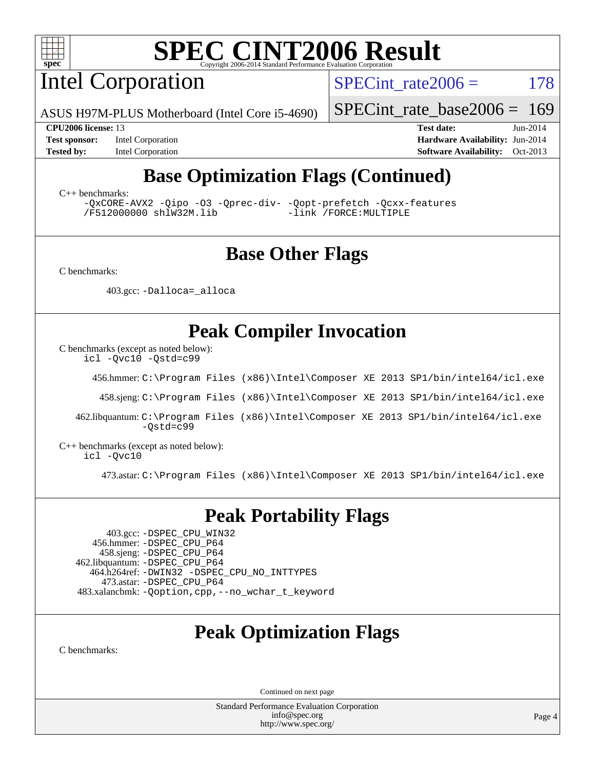# SPEC CINT2006 Result

Copyright 2006-2014 Standard Performance Evaluation Corporation

## Intel Corporation

ASUS H97M-PLUS Motherboard (Intel Core i5-4690)

SPECint_rate2006 = 178

SPECint_rate_base2006 = 169

**CPU2006 license:** 13
**Test sponsor:** Intel Corporation
**Tested by:** Intel Corporation

**Test date:** Jun-2014
**Hardware Availability:** Jun-2014
**Software Availability:** Oct-2013

## Base Optimization Flags (Continued)

C++ benchmarks:

```
-QxCORE-AVX2 -Qipo -O3 -Qprec-div- -Qopt-prefetch -Qcxx-features
/F512000000 shlW32M.lib            -link /FORCE:MULTIPLE
```

## Base Other Flags

C benchmarks:

403.gcc: `-Dalloca=_alloca`

## Peak Compiler Invocation

C benchmarks (except as noted below):
`icl -Qvc10 -Qstd=c99`

456.hmmer: `C:\Program Files (x86)\Intel\Composer XE 2013 SP1/bin/intel64/icl.exe`

458.sjeng: `C:\Program Files (x86)\Intel\Composer XE 2013 SP1/bin/intel64/icl.exe`

462.libquantum: `C:\Program Files (x86)\Intel\Composer XE 2013 SP1/bin/intel64/icl.exe -Qstd=c99`

C++ benchmarks (except as noted below):
`icl -Qvc10`

473.astar: `C:\Program Files (x86)\Intel\Composer XE 2013 SP1/bin/intel64/icl.exe`

## Peak Portability Flags

403.gcc: `-DSPEC_CPU_WIN32`
456.hmmer: `-DSPEC_CPU_P64`
458.sjeng: `-DSPEC_CPU_P64`
462.libquantum: `-DSPEC_CPU_P64`
464.h264ref: `-DWIN32 -DSPEC_CPU_NO_INTTYPES`
473.astar: `-DSPEC_CPU_P64`
483.xalancbmk: `-Qoption,cpp,--no_wchar_t_keyword`

## Peak Optimization Flags

C benchmarks:

Continued on next page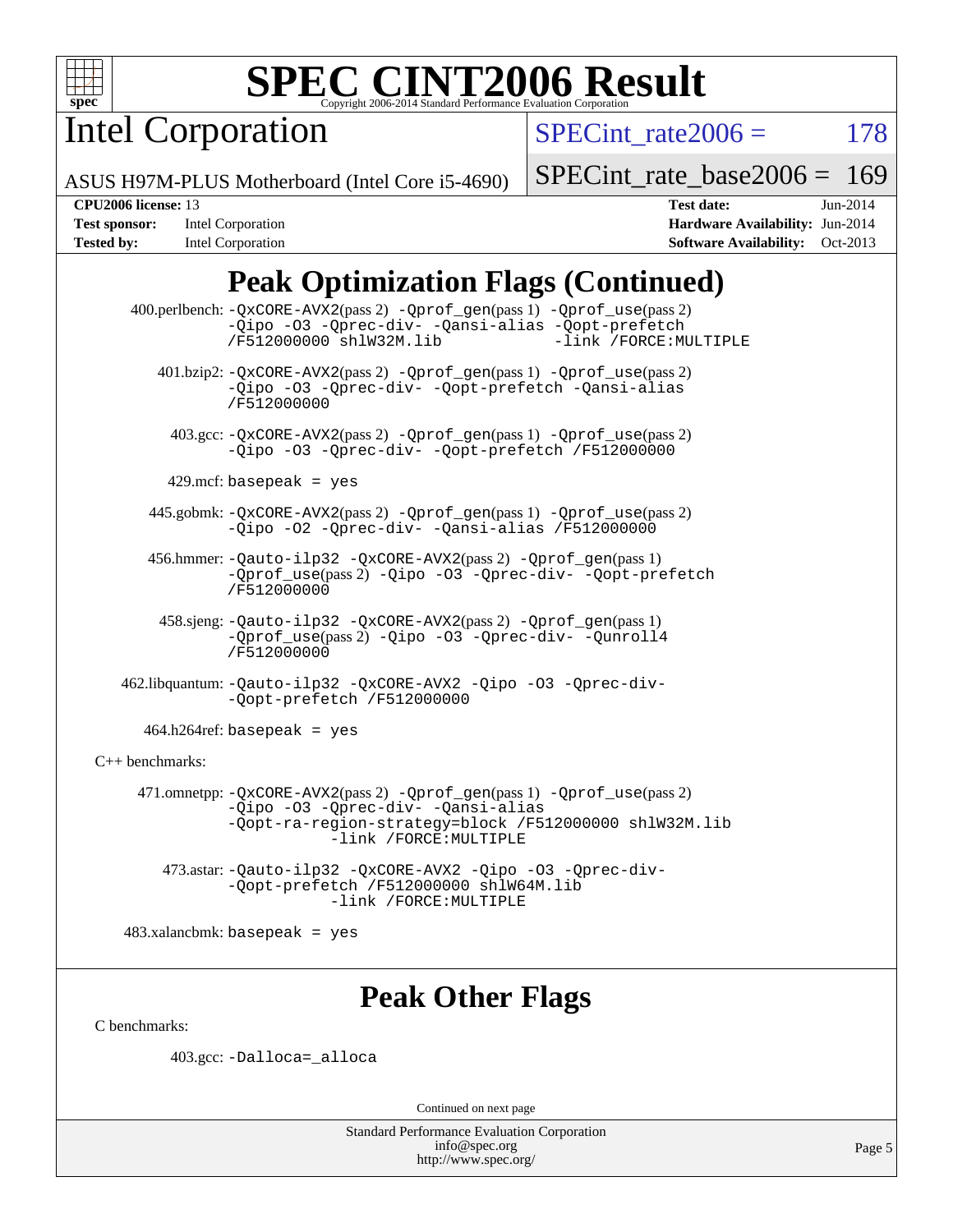# SPEC CINT2006 Result

Copyright 2006-2014 Standard Performance Evaluation Corporation

## Intel Corporation

ASUS H97M-PLUS Motherboard (Intel Core i5-4690)

SPECint_rate2006 = 178

SPECint_rate_base2006 = 169

**CPU2006 license:** 13
**Test sponsor:** Intel Corporation
**Tested by:** Intel Corporation

**Test date:** Jun-2014
**Hardware Availability:** Jun-2014
**Software Availability:** Oct-2013

## Peak Optimization Flags (Continued)

400.perlbench: -QxCORE-AVX2(pass 2) -Qprof_gen(pass 1) -Qprof_use(pass 2) -Qipo -O3 -Qprec-div- -Qansi-alias -Qopt-prefetch /F512000000 shlW32M.lib -link /FORCE:MULTIPLE

401.bzip2: -QxCORE-AVX2(pass 2) -Qprof_gen(pass 1) -Qprof_use(pass 2) -Qipo -O3 -Qprec-div- -Qopt-prefetch -Qansi-alias /F512000000

403.gcc: -QxCORE-AVX2(pass 2) -Qprof_gen(pass 1) -Qprof_use(pass 2) -Qipo -O3 -Qprec-div- -Qopt-prefetch /F512000000

429.mcf: basepeak = yes

445.gobmk: -QxCORE-AVX2(pass 2) -Qprof_gen(pass 1) -Qprof_use(pass 2) -Qipo -O2 -Qprec-div- -Qansi-alias /F512000000

456.hmmer: -Qauto-ilp32 -QxCORE-AVX2(pass 2) -Qprof_gen(pass 1) -Qprof_use(pass 2) -Qipo -O3 -Qprec-div- -Qopt-prefetch /F512000000

458.sjeng: -Qauto-ilp32 -QxCORE-AVX2(pass 2) -Qprof_gen(pass 1) -Qprof_use(pass 2) -Qipo -O3 -Qprec-div- -Qunroll4 /F512000000

462.libquantum: -Qauto-ilp32 -QxCORE-AVX2 -Qipo -O3 -Qprec-div- -Qopt-prefetch /F512000000

464.h264ref: basepeak = yes

C++ benchmarks:

471.omnetpp: -QxCORE-AVX2(pass 2) -Qprof_gen(pass 1) -Qprof_use(pass 2) -Qipo -O3 -Qprec-div- -Qansi-alias -Qopt-ra-region-strategy=block /F512000000 shlW32M.lib -link /FORCE:MULTIPLE

473.astar: -Qauto-ilp32 -QxCORE-AVX2 -Qipo -O3 -Qprec-div- -Qopt-prefetch /F512000000 shlW64M.lib -link /FORCE:MULTIPLE

483.xalancbmk: basepeak = yes

## Peak Other Flags

C benchmarks:

403.gcc: -Dalloca=_alloca

Continued on next page

Standard Performance Evaluation Corporation
info@spec.org
http://www.spec.org/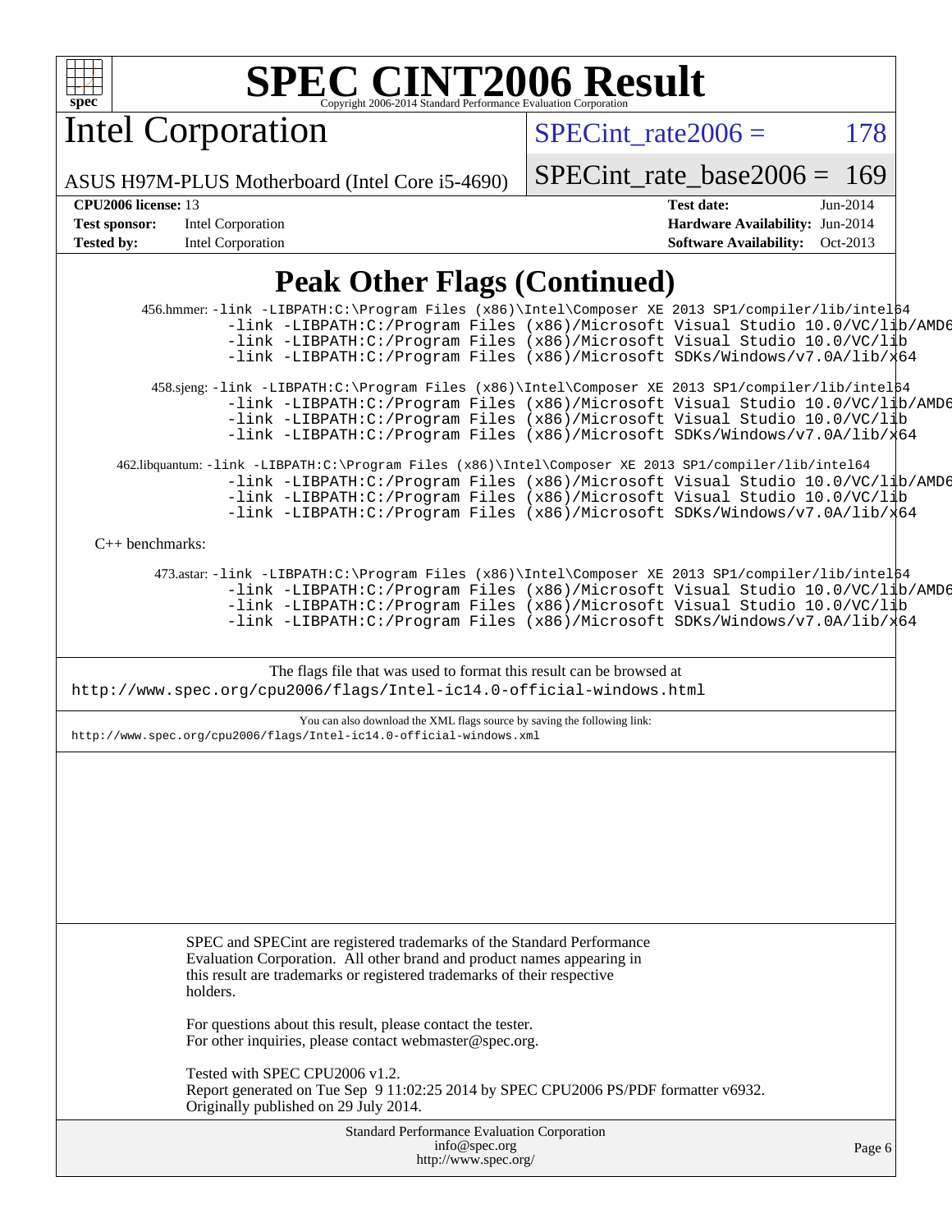# SPEC CINT2006 Result

Copyright 2006-2014 Standard Performance Evaluation Corporation

## Intel Corporation

ASUS H97M-PLUS Motherboard (Intel Core i5-4690)

SPECint_rate2006 = 178

SPECint_rate_base2006 = 169

| | | | |
|---|---|---|---|
| **CPU2006 license:** | 13 | **Test date:** | Jun-2014 |
| **Test sponsor:** | Intel Corporation | **Hardware Availability:** | Jun-2014 |
| **Tested by:** | Intel Corporation | **Software Availability:** | Oct-2013 |

## Peak Other Flags (Continued)

456.hmmer:
```
-link -LIBPATH:C:\Program Files (x86)\Intel\Composer XE 2013 SP1/compiler/lib/intel64
-link -LIBPATH:C:/Program Files (x86)/Microsoft Visual Studio 10.0/VC/lib/AMD6
-link -LIBPATH:C:/Program Files (x86)/Microsoft Visual Studio 10.0/VC/lib
-link -LIBPATH:C:/Program Files (x86)/Microsoft SDKs/Windows/v7.0A/lib/x64
```

458.sjeng:
```
-link -LIBPATH:C:\Program Files (x86)\Intel\Composer XE 2013 SP1/compiler/lib/intel64
-link -LIBPATH:C:/Program Files (x86)/Microsoft Visual Studio 10.0/VC/lib/AMD6
-link -LIBPATH:C:/Program Files (x86)/Microsoft Visual Studio 10.0/VC/lib
-link -LIBPATH:C:/Program Files (x86)/Microsoft SDKs/Windows/v7.0A/lib/x64
```

462.libquantum:
```
-link -LIBPATH:C:\Program Files (x86)\Intel\Composer XE 2013 SP1/compiler/lib/intel64
-link -LIBPATH:C:/Program Files (x86)/Microsoft Visual Studio 10.0/VC/lib/AMD6
-link -LIBPATH:C:/Program Files (x86)/Microsoft Visual Studio 10.0/VC/lib
-link -LIBPATH:C:/Program Files (x86)/Microsoft SDKs/Windows/v7.0A/lib/x64
```

C++ benchmarks:

473.astar:
```
-link -LIBPATH:C:\Program Files (x86)\Intel\Composer XE 2013 SP1/compiler/lib/intel64
-link -LIBPATH:C:/Program Files (x86)/Microsoft Visual Studio 10.0/VC/lib/AMD6
-link -LIBPATH:C:/Program Files (x86)/Microsoft Visual Studio 10.0/VC/lib
-link -LIBPATH:C:/Program Files (x86)/Microsoft SDKs/Windows/v7.0A/lib/x64
```

The flags file that was used to format this result can be browsed at
http://www.spec.org/cpu2006/flags/Intel-ic14.0-official-windows.html

You can also download the XML flags source by saving the following link:
http://www.spec.org/cpu2006/flags/Intel-ic14.0-official-windows.xml

SPEC and SPECint are registered trademarks of the Standard Performance Evaluation Corporation. All other brand and product names appearing in this result are trademarks or registered trademarks of their respective holders.

For questions about this result, please contact the tester.
For other inquiries, please contact webmaster@spec.org.

Tested with SPEC CPU2006 v1.2.
Report generated on Tue Sep 9 11:02:25 2014 by SPEC CPU2006 PS/PDF formatter v6932.
Originally published on 29 July 2014.

Standard Performance Evaluation Corporation
info@spec.org
http://www.spec.org/